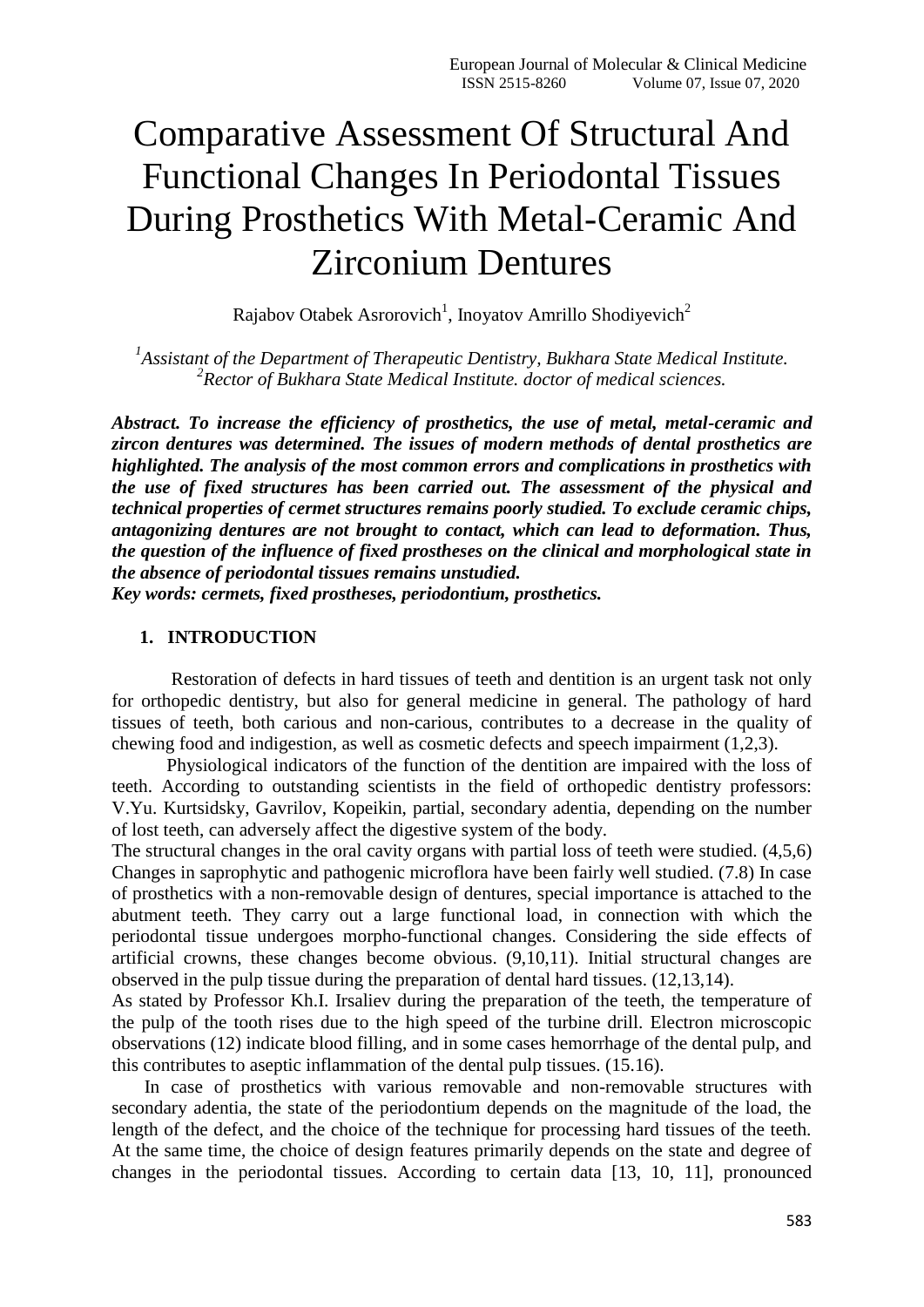# Comparative Assessment Of Structural And Functional Changes In Periodontal Tissues During Prosthetics With Metal-Ceramic And Zirconium Dentures

Rajabov Otabek Asrorovich[1], Inoyatov Amrillo Shodiyevich[2]

*[1]Assistant of the Department of Therapeutic Dentistry, Bukhara State Medical Institute.*
*[2]Rector of Bukhara State Medical Institute. doctor of medical sciences.*

***Abstract. To increase the efficiency of prosthetics, the use of metal, metal-ceramic and zircon dentures was determined. The issues of modern methods of dental prosthetics are highlighted. The analysis of the most common errors and complications in prosthetics with the use of fixed structures has been carried out. The assessment of the physical and technical properties of cermet structures remains poorly studied. To exclude ceramic chips, antagonizing dentures are not brought to contact, which can lead to deformation. Thus, the question of the influence of fixed prostheses on the clinical and morphological state in the absence of periodontal tissues remains unstudied.***
***Key words: cermets, fixed prostheses, periodontium, prosthetics.***

## 1. INTRODUCTION

Restoration of defects in hard tissues of teeth and dentition is an urgent task not only for orthopedic dentistry, but also for general medicine in general. The pathology of hard tissues of teeth, both carious and non-carious, contributes to a decrease in the quality of chewing food and indigestion, as well as cosmetic defects and speech impairment (1,2,3).

Physiological indicators of the function of the dentition are impaired with the loss of teeth. According to outstanding scientists in the field of orthopedic dentistry professors: V.Yu. Kurtsidsky, Gavrilov, Kopeikin, partial, secondary adentia, depending on the number of lost teeth, can adversely affect the digestive system of the body.

The structural changes in the oral cavity organs with partial loss of teeth were studied. (4,5,6) Changes in saprophytic and pathogenic microflora have been fairly well studied. (7.8) In case of prosthetics with a non-removable design of dentures, special importance is attached to the abutment teeth. They carry out a large functional load, in connection with which the periodontal tissue undergoes morpho-functional changes. Considering the side effects of artificial crowns, these changes become obvious. (9,10,11). Initial structural changes are observed in the pulp tissue during the preparation of dental hard tissues. (12,13,14).

As stated by Professor Kh.I. Irsaliev during the preparation of the teeth, the temperature of the pulp of the tooth rises due to the high speed of the turbine drill. Electron microscopic observations (12) indicate blood filling, and in some cases hemorrhage of the dental pulp, and this contributes to aseptic inflammation of the dental pulp tissues. (15.16).

In case of prosthetics with various removable and non-removable structures with secondary adentia, the state of the periodontium depends on the magnitude of the load, the length of the defect, and the choice of the technique for processing hard tissues of the teeth. At the same time, the choice of design features primarily depends on the state and degree of changes in the periodontal tissues. According to certain data [13, 10, 11], pronounced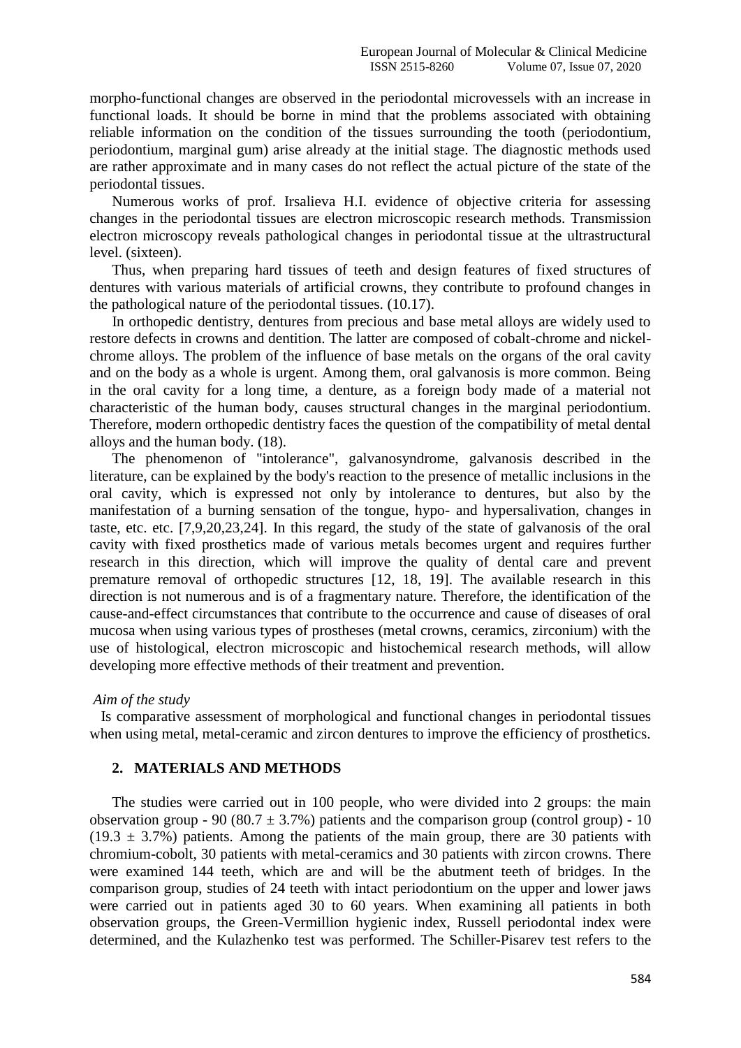morpho-functional changes are observed in the periodontal microvessels with an increase in functional loads. It should be borne in mind that the problems associated with obtaining reliable information on the condition of the tissues surrounding the tooth (periodontium, periodontium, marginal gum) arise already at the initial stage. The diagnostic methods used are rather approximate and in many cases do not reflect the actual picture of the state of the periodontal tissues.

Numerous works of prof. Irsalieva H.I. evidence of objective criteria for assessing changes in the periodontal tissues are electron microscopic research methods. Transmission electron microscopy reveals pathological changes in periodontal tissue at the ultrastructural level. (sixteen).

Thus, when preparing hard tissues of teeth and design features of fixed structures of dentures with various materials of artificial crowns, they contribute to profound changes in the pathological nature of the periodontal tissues. (10.17).

In orthopedic dentistry, dentures from precious and base metal alloys are widely used to restore defects in crowns and dentition. The latter are composed of cobalt-chrome and nickel-chrome alloys. The problem of the influence of base metals on the organs of the oral cavity and on the body as a whole is urgent. Among them, oral galvanosis is more common. Being in the oral cavity for a long time, a denture, as a foreign body made of a material not characteristic of the human body, causes structural changes in the marginal periodontium. Therefore, modern orthopedic dentistry faces the question of the compatibility of metal dental alloys and the human body. (18).

The phenomenon of "intolerance", galvanosyndrome, galvanosis described in the literature, can be explained by the body's reaction to the presence of metallic inclusions in the oral cavity, which is expressed not only by intolerance to dentures, but also by the manifestation of a burning sensation of the tongue, hypo- and hypersalivation, changes in taste, etc. etc. [7,9,20,23,24]. In this regard, the study of the state of galvanosis of the oral cavity with fixed prosthetics made of various metals becomes urgent and requires further research in this direction, which will improve the quality of dental care and prevent premature removal of orthopedic structures [12, 18, 19]. The available research in this direction is not numerous and is of a fragmentary nature. Therefore, the identification of the cause-and-effect circumstances that contribute to the occurrence and cause of diseases of oral mucosa when using various types of prostheses (metal crowns, ceramics, zirconium) with the use of histological, electron microscopic and histochemical research methods, will allow developing more effective methods of their treatment and prevention.

*Aim of the study*

Is comparative assessment of morphological and functional changes in periodontal tissues when using metal, metal-ceramic and zircon dentures to improve the efficiency of prosthetics.

## 2. MATERIALS AND METHODS

The studies were carried out in 100 people, who were divided into 2 groups: the main observation group - 90 ($80.7 \pm 3.7\%$) patients and the comparison group (control group) - 10 ($19.3 \pm 3.7\%$) patients. Among the patients of the main group, there are 30 patients with chromium-cobolt, 30 patients with metal-ceramics and 30 patients with zircon crowns. There were examined 144 teeth, which are and will be the abutment teeth of bridges. In the comparison group, studies of 24 teeth with intact periodontium on the upper and lower jaws were carried out in patients aged 30 to 60 years. When examining all patients in both observation groups, the Green-Vermillion hygienic index, Russell periodontal index were determined, and the Kulazhenko test was performed. The Schiller-Pisarev test refers to the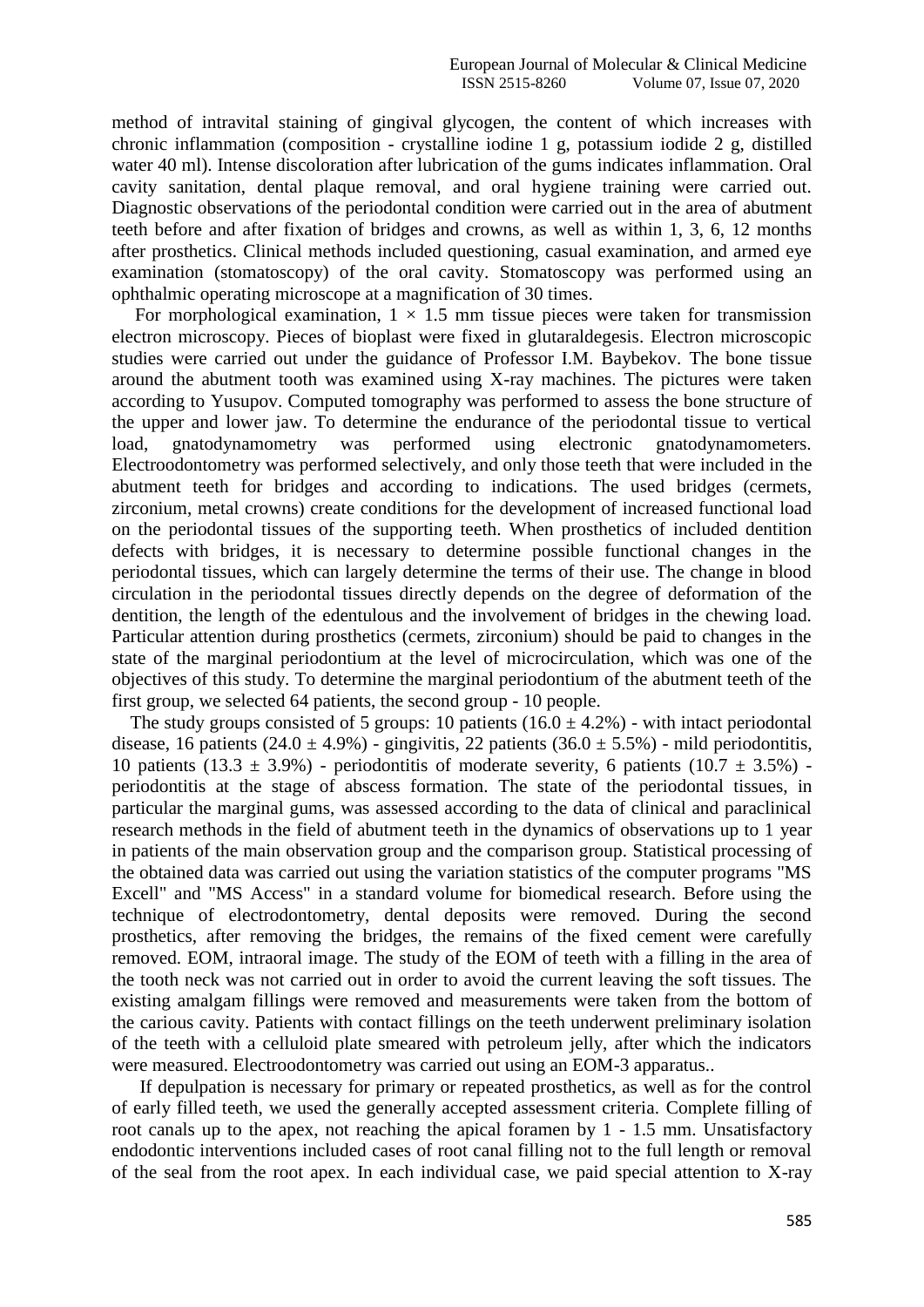method of intravital staining of gingival glycogen, the content of which increases with chronic inflammation (composition - crystalline iodine 1 g, potassium iodide 2 g, distilled water 40 ml). Intense discoloration after lubrication of the gums indicates inflammation. Oral cavity sanitation, dental plaque removal, and oral hygiene training were carried out. Diagnostic observations of the periodontal condition were carried out in the area of abutment teeth before and after fixation of bridges and crowns, as well as within 1, 3, 6, 12 months after prosthetics. Clinical methods included questioning, casual examination, and armed eye examination (stomatoscopy) of the oral cavity. Stomatoscopy was performed using an ophthalmic operating microscope at a magnification of 30 times.

For morphological examination, $1 \times 1.5$ mm tissue pieces were taken for transmission electron microscopy. Pieces of bioplast were fixed in glutaraldegesis. Electron microscopic studies were carried out under the guidance of Professor I.M. Baybekov. The bone tissue around the abutment tooth was examined using X-ray machines. The pictures were taken according to Yusupov. Computed tomography was performed to assess the bone structure of the upper and lower jaw. To determine the endurance of the periodontal tissue to vertical load, gnatodynamometry was performed using electronic gnatodynamometers. Electroodontometry was performed selectively, and only those teeth that were included in the abutment teeth for bridges and according to indications. The used bridges (cermets, zirconium, metal crowns) create conditions for the development of increased functional load on the periodontal tissues of the supporting teeth. When prosthetics of included dentition defects with bridges, it is necessary to determine possible functional changes in the periodontal tissues, which can largely determine the terms of their use. The change in blood circulation in the periodontal tissues directly depends on the degree of deformation of the dentition, the length of the edentulous and the involvement of bridges in the chewing load. Particular attention during prosthetics (cermets, zirconium) should be paid to changes in the state of the marginal periodontium at the level of microcirculation, which was one of the objectives of this study. To determine the marginal periodontium of the abutment teeth of the first group, we selected 64 patients, the second group - 10 people.

The study groups consisted of 5 groups: 10 patients ($16.0 \pm 4.2\%$) - with intact periodontal disease, 16 patients ($24.0 \pm 4.9\%$) - gingivitis, 22 patients ($36.0 \pm 5.5\%$) - mild periodontitis, 10 patients ($13.3 \pm 3.9\%$) - periodontitis of moderate severity, 6 patients ($10.7 \pm 3.5\%$) - periodontitis at the stage of abscess formation. The state of the periodontal tissues, in particular the marginal gums, was assessed according to the data of clinical and paraclinical research methods in the field of abutment teeth in the dynamics of observations up to 1 year in patients of the main observation group and the comparison group. Statistical processing of the obtained data was carried out using the variation statistics of the computer programs "MS Excell" and "MS Access" in a standard volume for biomedical research. Before using the technique of electrodontometry, dental deposits were removed. During the second prosthetics, after removing the bridges, the remains of the fixed cement were carefully removed. EOM, intraoral image. The study of the EOM of teeth with a filling in the area of the tooth neck was not carried out in order to avoid the current leaving the soft tissues. The existing amalgam fillings were removed and measurements were taken from the bottom of the carious cavity. Patients with contact fillings on the teeth underwent preliminary isolation of the teeth with a celluloid plate smeared with petroleum jelly, after which the indicators were measured. Electroodontometry was carried out using an EOM-3 apparatus..

If depulpation is necessary for primary or repeated prosthetics, as well as for the control of early filled teeth, we used the generally accepted assessment criteria. Complete filling of root canals up to the apex, not reaching the apical foramen by 1 - 1.5 mm. Unsatisfactory endodontic interventions included cases of root canal filling not to the full length or removal of the seal from the root apex. In each individual case, we paid special attention to X-ray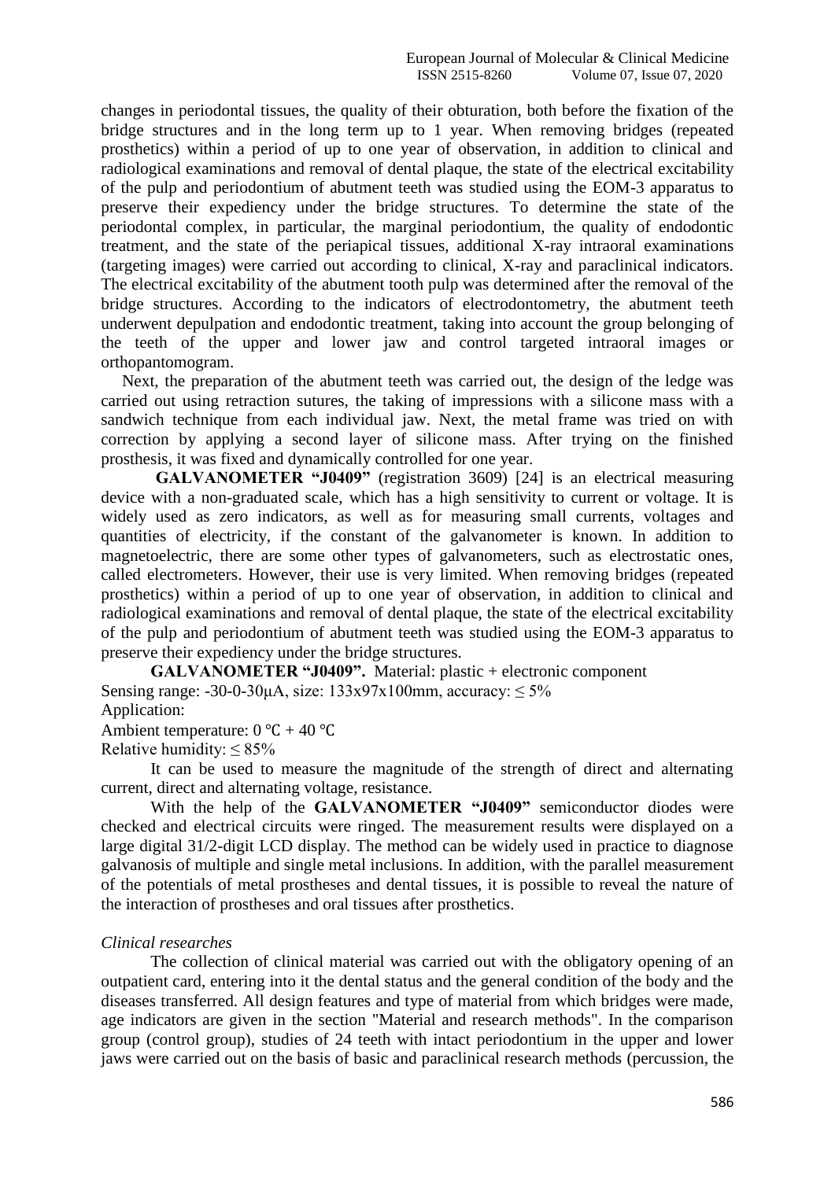changes in periodontal tissues, the quality of their obturation, both before the fixation of the bridge structures and in the long term up to 1 year. When removing bridges (repeated prosthetics) within a period of up to one year of observation, in addition to clinical and radiological examinations and removal of dental plaque, the state of the electrical excitability of the pulp and periodontium of abutment teeth was studied using the EOM-3 apparatus to preserve their expediency under the bridge structures. To determine the state of the periodontal complex, in particular, the marginal periodontium, the quality of endodontic treatment, and the state of the periapical tissues, additional X-ray intraoral examinations (targeting images) were carried out according to clinical, X-ray and paraclinical indicators. The electrical excitability of the abutment tooth pulp was determined after the removal of the bridge structures. According to the indicators of electrodontometry, the abutment teeth underwent depulpation and endodontic treatment, taking into account the group belonging of the teeth of the upper and lower jaw and control targeted intraoral images or orthopantomogram.

Next, the preparation of the abutment teeth was carried out, the design of the ledge was carried out using retraction sutures, the taking of impressions with a silicone mass with a sandwich technique from each individual jaw. Next, the metal frame was tried on with correction by applying a second layer of silicone mass. After trying on the finished prosthesis, it was fixed and dynamically controlled for one year.

**GALVANOMETER "J0409"** (registration 3609) [24] is an electrical measuring device with a non-graduated scale, which has a high sensitivity to current or voltage. It is widely used as zero indicators, as well as for measuring small currents, voltages and quantities of electricity, if the constant of the galvanometer is known. In addition to magnetoelectric, there are some other types of galvanometers, such as electrostatic ones, called electrometers. However, their use is very limited. When removing bridges (repeated prosthetics) within a period of up to one year of observation, in addition to clinical and radiological examinations and removal of dental plaque, the state of the electrical excitability of the pulp and periodontium of abutment teeth was studied using the EOM-3 apparatus to preserve their expediency under the bridge structures.

**GALVANOMETER "J0409".** Material: plastic + electronic component
Sensing range: -30-0-30μA, size: 133x97x100mm, accuracy: ≤ 5%
Application:
Ambient temperature: 0 ℃ + 40 ℃
Relative humidity: ≤ 85%

It can be used to measure the magnitude of the strength of direct and alternating current, direct and alternating voltage, resistance.

With the help of the **GALVANOMETER "J0409"** semiconductor diodes were checked and electrical circuits were ringed. The measurement results were displayed on a large digital 31/2-digit LCD display. The method can be widely used in practice to diagnose galvanosis of multiple and single metal inclusions. In addition, with the parallel measurement of the potentials of metal prostheses and dental tissues, it is possible to reveal the nature of the interaction of prostheses and oral tissues after prosthetics.

*Clinical researches*

The collection of clinical material was carried out with the obligatory opening of an outpatient card, entering into it the dental status and the general condition of the body and the diseases transferred. All design features and type of material from which bridges were made, age indicators are given in the section "Material and research methods". In the comparison group (control group), studies of 24 teeth with intact periodontium in the upper and lower jaws were carried out on the basis of basic and paraclinical research methods (percussion, the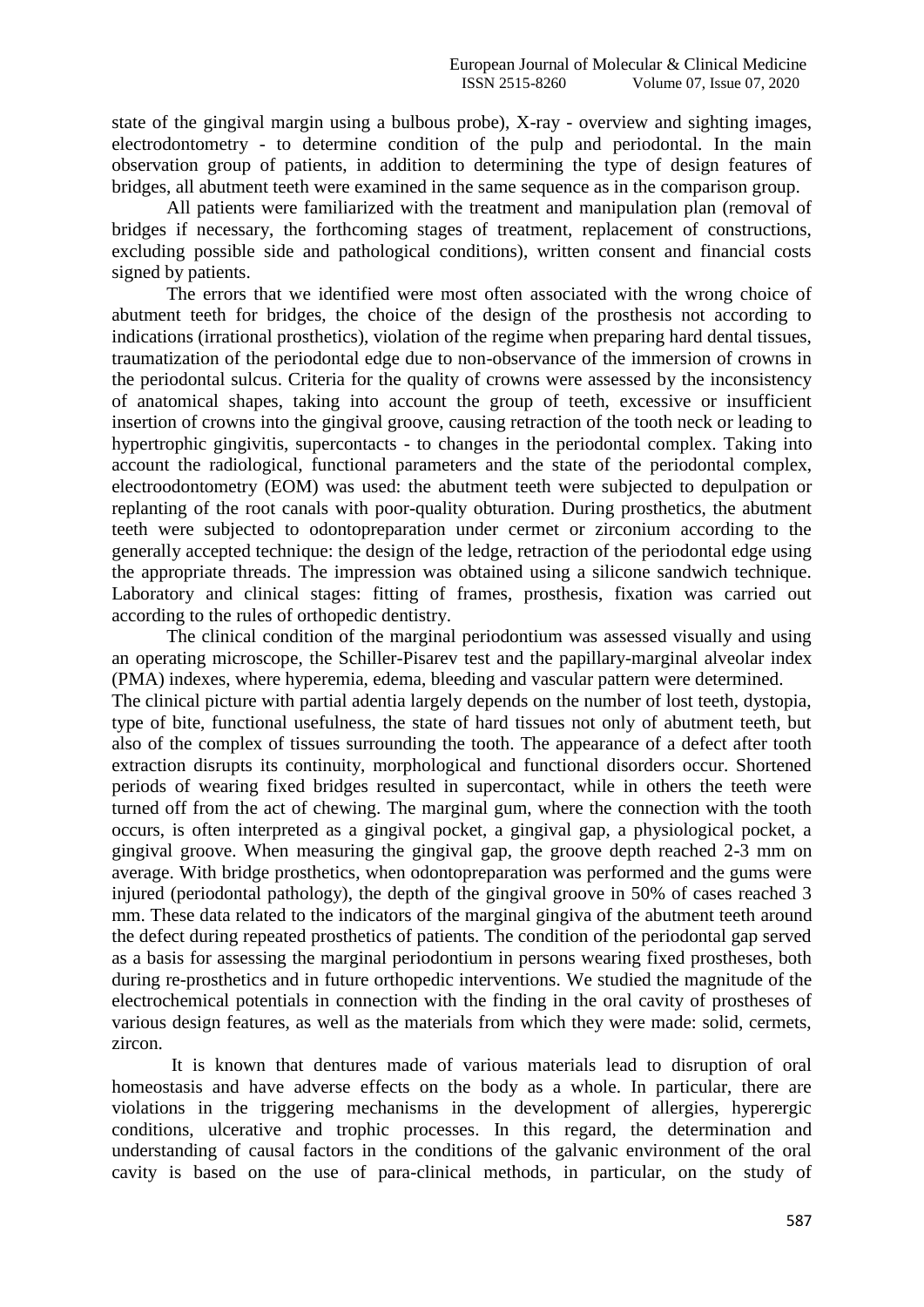state of the gingival margin using a bulbous probe), X-ray - overview and sighting images, electrodontometry - to determine condition of the pulp and periodontal. In the main observation group of patients, in addition to determining the type of design features of bridges, all abutment teeth were examined in the same sequence as in the comparison group.

All patients were familiarized with the treatment and manipulation plan (removal of bridges if necessary, the forthcoming stages of treatment, replacement of constructions, excluding possible side and pathological conditions), written consent and financial costs signed by patients.

The errors that we identified were most often associated with the wrong choice of abutment teeth for bridges, the choice of the design of the prosthesis not according to indications (irrational prosthetics), violation of the regime when preparing hard dental tissues, traumatization of the periodontal edge due to non-observance of the immersion of crowns in the periodontal sulcus. Criteria for the quality of crowns were assessed by the inconsistency of anatomical shapes, taking into account the group of teeth, excessive or insufficient insertion of crowns into the gingival groove, causing retraction of the tooth neck or leading to hypertrophic gingivitis, supercontacts - to changes in the periodontal complex. Taking into account the radiological, functional parameters and the state of the periodontal complex, electroodontometry (EOM) was used: the abutment teeth were subjected to depulpation or replanting of the root canals with poor-quality obturation. During prosthetics, the abutment teeth were subjected to odontopreparation under cermet or zirconium according to the generally accepted technique: the design of the ledge, retraction of the periodontal edge using the appropriate threads. The impression was obtained using a silicone sandwich technique. Laboratory and clinical stages: fitting of frames, prosthesis, fixation was carried out according to the rules of orthopedic dentistry.

The clinical condition of the marginal periodontium was assessed visually and using an operating microscope, the Schiller-Pisarev test and the papillary-marginal alveolar index (PMA) indexes, where hyperemia, edema, bleeding and vascular pattern were determined.

The clinical picture with partial adentia largely depends on the number of lost teeth, dystopia, type of bite, functional usefulness, the state of hard tissues not only of abutment teeth, but also of the complex of tissues surrounding the tooth. The appearance of a defect after tooth extraction disrupts its continuity, morphological and functional disorders occur. Shortened periods of wearing fixed bridges resulted in supercontact, while in others the teeth were turned off from the act of chewing. The marginal gum, where the connection with the tooth occurs, is often interpreted as a gingival pocket, a gingival gap, a physiological pocket, a gingival groove. When measuring the gingival gap, the groove depth reached 2-3 mm on average. With bridge prosthetics, when odontopreparation was performed and the gums were injured (periodontal pathology), the depth of the gingival groove in 50% of cases reached 3 mm. These data related to the indicators of the marginal gingiva of the abutment teeth around the defect during repeated prosthetics of patients. The condition of the periodontal gap served as a basis for assessing the marginal periodontium in persons wearing fixed prostheses, both during re-prosthetics and in future orthopedic interventions. We studied the magnitude of the electrochemical potentials in connection with the finding in the oral cavity of prostheses of various design features, as well as the materials from which they were made: solid, cermets, zircon.

It is known that dentures made of various materials lead to disruption of oral homeostasis and have adverse effects on the body as a whole. In particular, there are violations in the triggering mechanisms in the development of allergies, hyperergic conditions, ulcerative and trophic processes. In this regard, the determination and understanding of causal factors in the conditions of the galvanic environment of the oral cavity is based on the use of para-clinical methods, in particular, on the study of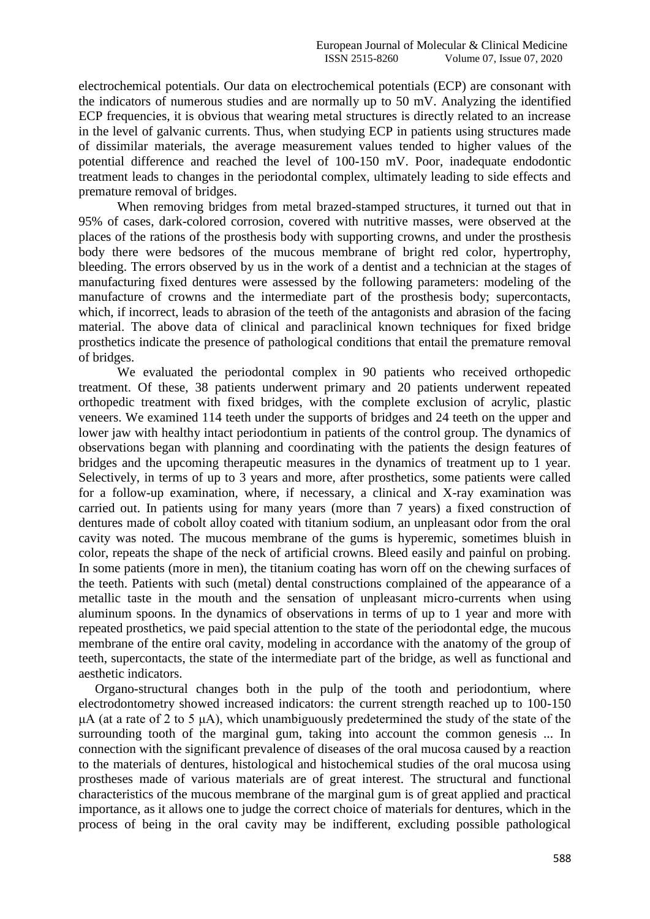electrochemical potentials. Our data on electrochemical potentials (ECP) are consonant with the indicators of numerous studies and are normally up to 50 mV. Analyzing the identified ECP frequencies, it is obvious that wearing metal structures is directly related to an increase in the level of galvanic currents. Thus, when studying ECP in patients using structures made of dissimilar materials, the average measurement values tended to higher values of the potential difference and reached the level of 100-150 mV. Poor, inadequate endodontic treatment leads to changes in the periodontal complex, ultimately leading to side effects and premature removal of bridges.

When removing bridges from metal brazed-stamped structures, it turned out that in 95% of cases, dark-colored corrosion, covered with nutritive masses, were observed at the places of the rations of the prosthesis body with supporting crowns, and under the prosthesis body there were bedsores of the mucous membrane of bright red color, hypertrophy, bleeding. The errors observed by us in the work of a dentist and a technician at the stages of manufacturing fixed dentures were assessed by the following parameters: modeling of the manufacture of crowns and the intermediate part of the prosthesis body; supercontacts, which, if incorrect, leads to abrasion of the teeth of the antagonists and abrasion of the facing material. The above data of clinical and paraclinical known techniques for fixed bridge prosthetics indicate the presence of pathological conditions that entail the premature removal of bridges.

We evaluated the periodontal complex in 90 patients who received orthopedic treatment. Of these, 38 patients underwent primary and 20 patients underwent repeated orthopedic treatment with fixed bridges, with the complete exclusion of acrylic, plastic veneers. We examined 114 teeth under the supports of bridges and 24 teeth on the upper and lower jaw with healthy intact periodontium in patients of the control group. The dynamics of observations began with planning and coordinating with the patients the design features of bridges and the upcoming therapeutic measures in the dynamics of treatment up to 1 year. Selectively, in terms of up to 3 years and more, after prosthetics, some patients were called for a follow-up examination, where, if necessary, a clinical and X-ray examination was carried out. In patients using for many years (more than 7 years) a fixed construction of dentures made of cobolt alloy coated with titanium sodium, an unpleasant odor from the oral cavity was noted. The mucous membrane of the gums is hyperemic, sometimes bluish in color, repeats the shape of the neck of artificial crowns. Bleed easily and painful on probing. In some patients (more in men), the titanium coating has worn off on the chewing surfaces of the teeth. Patients with such (metal) dental constructions complained of the appearance of a metallic taste in the mouth and the sensation of unpleasant micro-currents when using aluminum spoons. In the dynamics of observations in terms of up to 1 year and more with repeated prosthetics, we paid special attention to the state of the periodontal edge, the mucous membrane of the entire oral cavity, modeling in accordance with the anatomy of the group of teeth, supercontacts, the state of the intermediate part of the bridge, as well as functional and aesthetic indicators.

Organo-structural changes both in the pulp of the tooth and periodontium, where electrodontometry showed increased indicators: the current strength reached up to 100-150 μA (at a rate of 2 to 5 μA), which unambiguously predetermined the study of the state of the surrounding tooth of the marginal gum, taking into account the common genesis ... In connection with the significant prevalence of diseases of the oral mucosa caused by a reaction to the materials of dentures, histological and histochemical studies of the oral mucosa using prostheses made of various materials are of great interest. The structural and functional characteristics of the mucous membrane of the marginal gum is of great applied and practical importance, as it allows one to judge the correct choice of materials for dentures, which in the process of being in the oral cavity may be indifferent, excluding possible pathological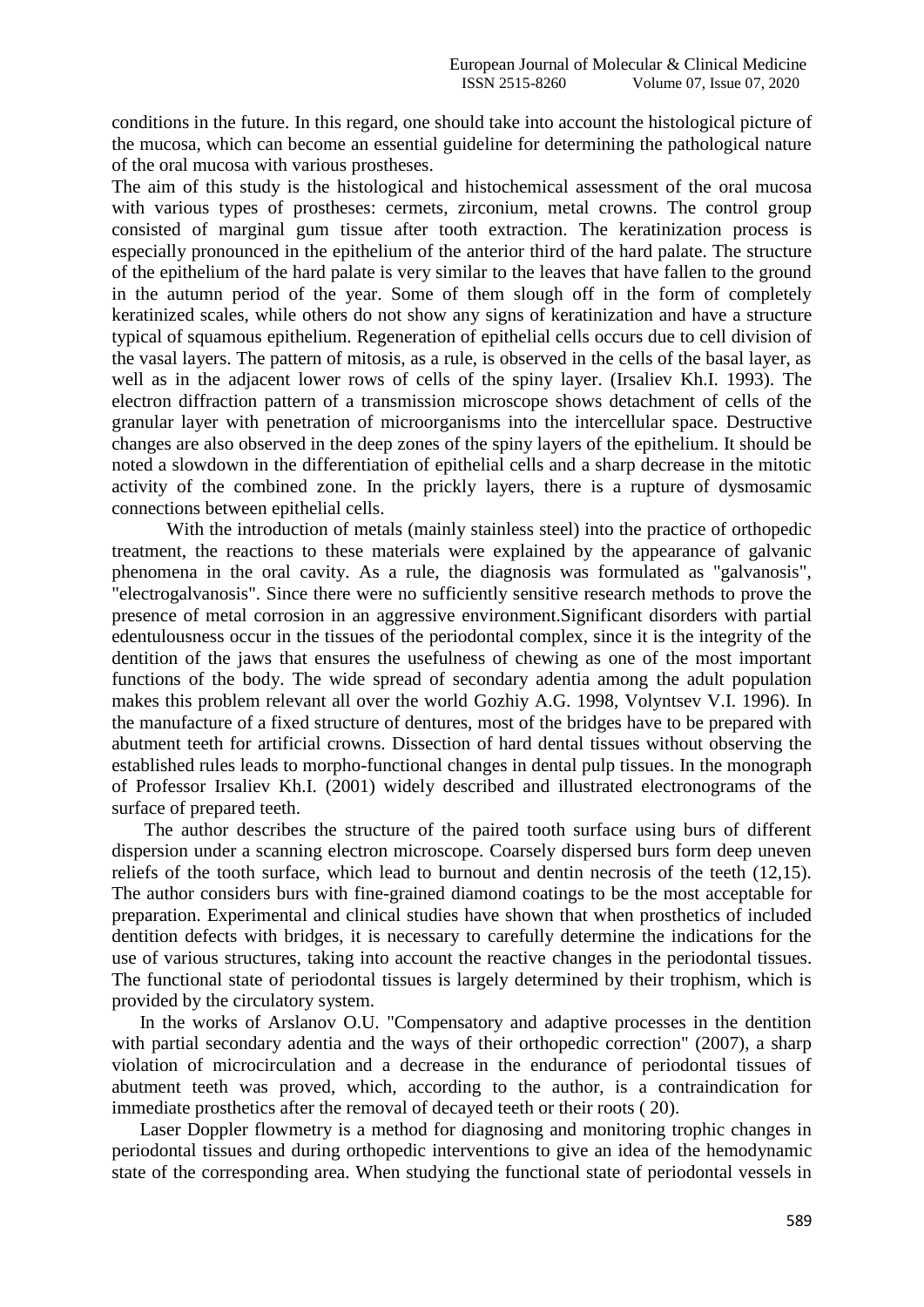conditions in the future. In this regard, one should take into account the histological picture of the mucosa, which can become an essential guideline for determining the pathological nature of the oral mucosa with various prostheses.

The aim of this study is the histological and histochemical assessment of the oral mucosa with various types of prostheses: cermets, zirconium, metal crowns. The control group consisted of marginal gum tissue after tooth extraction. The keratinization process is especially pronounced in the epithelium of the anterior third of the hard palate. The structure of the epithelium of the hard palate is very similar to the leaves that have fallen to the ground in the autumn period of the year. Some of them slough off in the form of completely keratinized scales, while others do not show any signs of keratinization and have a structure typical of squamous epithelium. Regeneration of epithelial cells occurs due to cell division of the vasal layers. The pattern of mitosis, as a rule, is observed in the cells of the basal layer, as well as in the adjacent lower rows of cells of the spiny layer. (Irsaliev Kh.I. 1993). The electron diffraction pattern of a transmission microscope shows detachment of cells of the granular layer with penetration of microorganisms into the intercellular space. Destructive changes are also observed in the deep zones of the spiny layers of the epithelium. It should be noted a slowdown in the differentiation of epithelial cells and a sharp decrease in the mitotic activity of the combined zone. In the prickly layers, there is a rupture of dysmosamic connections between epithelial cells.

With the introduction of metals (mainly stainless steel) into the practice of orthopedic treatment, the reactions to these materials were explained by the appearance of galvanic phenomena in the oral cavity. As a rule, the diagnosis was formulated as "galvanosis", "electrogalvanosis". Since there were no sufficiently sensitive research methods to prove the presence of metal corrosion in an aggressive environment.Significant disorders with partial edentulousness occur in the tissues of the periodontal complex, since it is the integrity of the dentition of the jaws that ensures the usefulness of chewing as one of the most important functions of the body. The wide spread of secondary adentia among the adult population makes this problem relevant all over the world Gozhiy A.G. 1998, Volyntsev V.I. 1996). In the manufacture of a fixed structure of dentures, most of the bridges have to be prepared with abutment teeth for artificial crowns. Dissection of hard dental tissues without observing the established rules leads to morpho-functional changes in dental pulp tissues. In the monograph of Professor Irsaliev Kh.I. (2001) widely described and illustrated electronograms of the surface of prepared teeth.

The author describes the structure of the paired tooth surface using burs of different dispersion under a scanning electron microscope. Coarsely dispersed burs form deep uneven reliefs of the tooth surface, which lead to burnout and dentin necrosis of the teeth (12,15). The author considers burs with fine-grained diamond coatings to be the most acceptable for preparation. Experimental and clinical studies have shown that when prosthetics of included dentition defects with bridges, it is necessary to carefully determine the indications for the use of various structures, taking into account the reactive changes in the periodontal tissues. The functional state of periodontal tissues is largely determined by their trophism, which is provided by the circulatory system.

In the works of Arslanov O.U. "Compensatory and adaptive processes in the dentition with partial secondary adentia and the ways of their orthopedic correction" (2007), a sharp violation of microcirculation and a decrease in the endurance of periodontal tissues of abutment teeth was proved, which, according to the author, is a contraindication for immediate prosthetics after the removal of decayed teeth or their roots ( 20).

Laser Doppler flowmetry is a method for diagnosing and monitoring trophic changes in periodontal tissues and during orthopedic interventions to give an idea of the hemodynamic state of the corresponding area. When studying the functional state of periodontal vessels in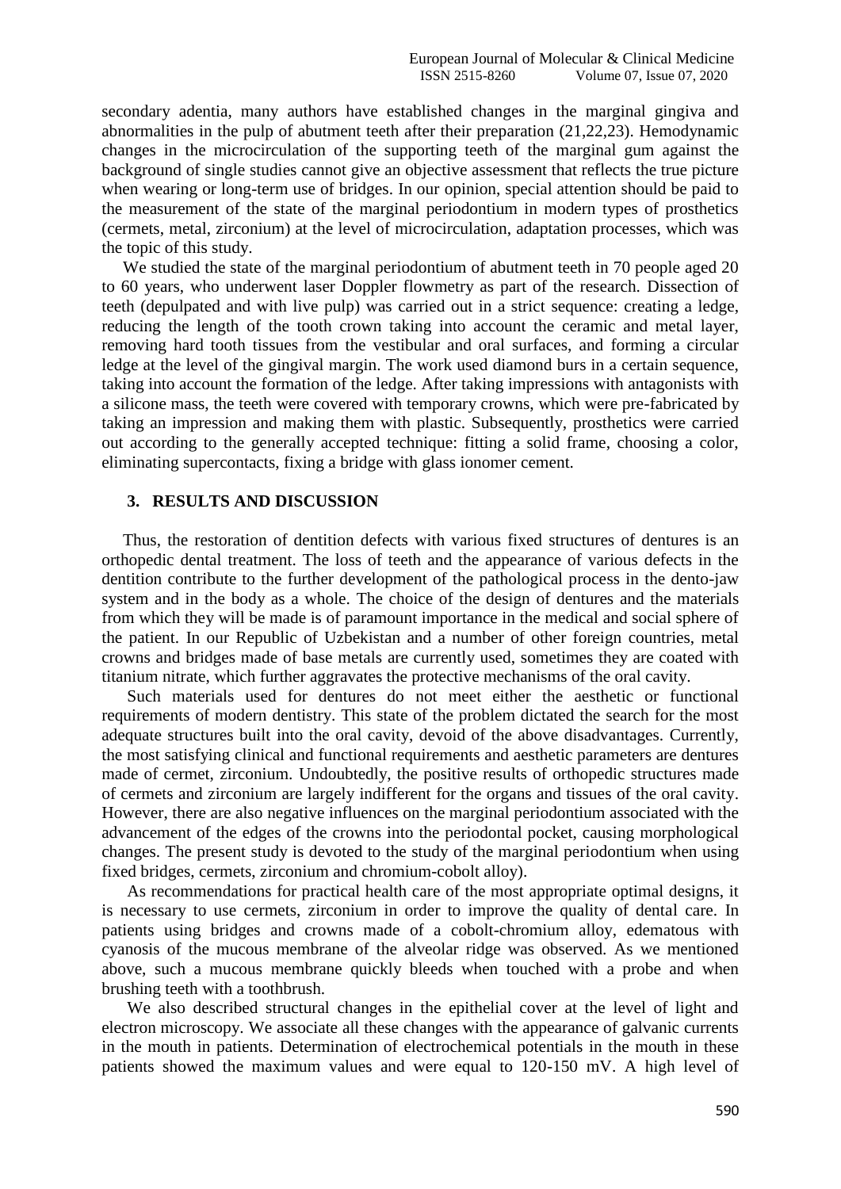secondary adentia, many authors have established changes in the marginal gingiva and abnormalities in the pulp of abutment teeth after their preparation (21,22,23). Hemodynamic changes in the microcirculation of the supporting teeth of the marginal gum against the background of single studies cannot give an objective assessment that reflects the true picture when wearing or long-term use of bridges. In our opinion, special attention should be paid to the measurement of the state of the marginal periodontium in modern types of prosthetics (cermets, metal, zirconium) at the level of microcirculation, adaptation processes, which was the topic of this study.

We studied the state of the marginal periodontium of abutment teeth in 70 people aged 20 to 60 years, who underwent laser Doppler flowmetry as part of the research. Dissection of teeth (depulpated and with live pulp) was carried out in a strict sequence: creating a ledge, reducing the length of the tooth crown taking into account the ceramic and metal layer, removing hard tooth tissues from the vestibular and oral surfaces, and forming a circular ledge at the level of the gingival margin. The work used diamond burs in a certain sequence, taking into account the formation of the ledge. After taking impressions with antagonists with a silicone mass, the teeth were covered with temporary crowns, which were pre-fabricated by taking an impression and making them with plastic. Subsequently, prosthetics were carried out according to the generally accepted technique: fitting a solid frame, choosing a color, eliminating supercontacts, fixing a bridge with glass ionomer cement.

## 3. RESULTS AND DISCUSSION

Thus, the restoration of dentition defects with various fixed structures of dentures is an orthopedic dental treatment. The loss of teeth and the appearance of various defects in the dentition contribute to the further development of the pathological process in the dento-jaw system and in the body as a whole. The choice of the design of dentures and the materials from which they will be made is of paramount importance in the medical and social sphere of the patient. In our Republic of Uzbekistan and a number of other foreign countries, metal crowns and bridges made of base metals are currently used, sometimes they are coated with titanium nitrate, which further aggravates the protective mechanisms of the oral cavity.

Such materials used for dentures do not meet either the aesthetic or functional requirements of modern dentistry. This state of the problem dictated the search for the most adequate structures built into the oral cavity, devoid of the above disadvantages. Currently, the most satisfying clinical and functional requirements and aesthetic parameters are dentures made of cermet, zirconium. Undoubtedly, the positive results of orthopedic structures made of cermets and zirconium are largely indifferent for the organs and tissues of the oral cavity. However, there are also negative influences on the marginal periodontium associated with the advancement of the edges of the crowns into the periodontal pocket, causing morphological changes. The present study is devoted to the study of the marginal periodontium when using fixed bridges, cermets, zirconium and chromium-cobolt alloy).

As recommendations for practical health care of the most appropriate optimal designs, it is necessary to use cermets, zirconium in order to improve the quality of dental care. In patients using bridges and crowns made of a cobolt-chromium alloy, edematous with cyanosis of the mucous membrane of the alveolar ridge was observed. As we mentioned above, such a mucous membrane quickly bleeds when touched with a probe and when brushing teeth with a toothbrush.

We also described structural changes in the epithelial cover at the level of light and electron microscopy. We associate all these changes with the appearance of galvanic currents in the mouth in patients. Determination of electrochemical potentials in the mouth in these patients showed the maximum values and were equal to 120-150 mV. A high level of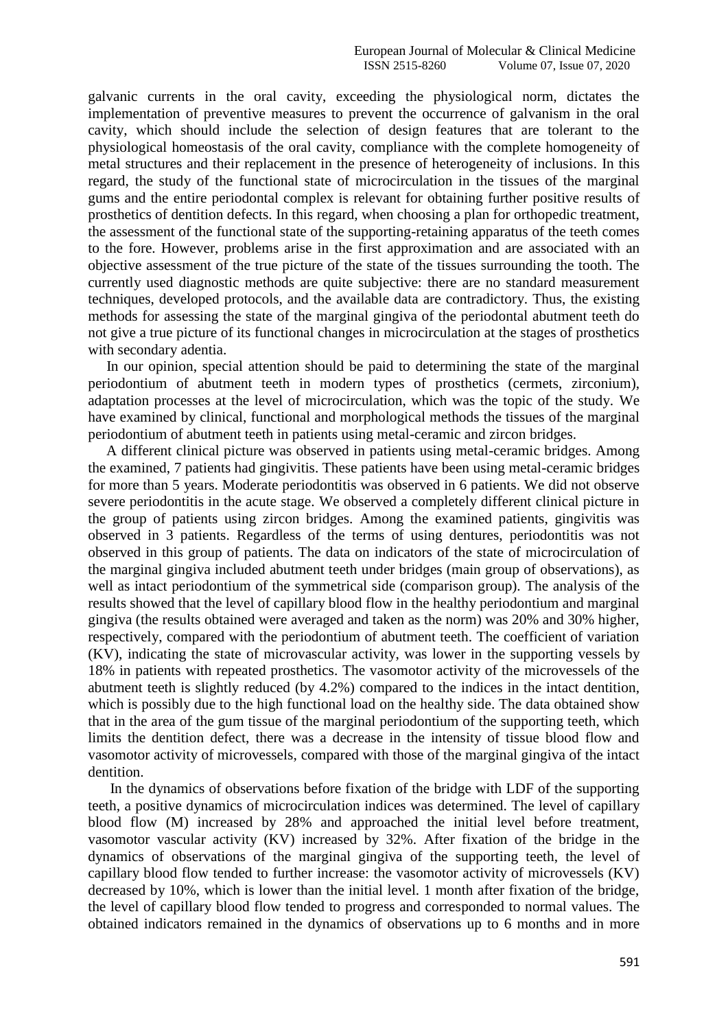galvanic currents in the oral cavity, exceeding the physiological norm, dictates the implementation of preventive measures to prevent the occurrence of galvanism in the oral cavity, which should include the selection of design features that are tolerant to the physiological homeostasis of the oral cavity, compliance with the complete homogeneity of metal structures and their replacement in the presence of heterogeneity of inclusions. In this regard, the study of the functional state of microcirculation in the tissues of the marginal gums and the entire periodontal complex is relevant for obtaining further positive results of prosthetics of dentition defects. In this regard, when choosing a plan for orthopedic treatment, the assessment of the functional state of the supporting-retaining apparatus of the teeth comes to the fore. However, problems arise in the first approximation and are associated with an objective assessment of the true picture of the state of the tissues surrounding the tooth. The currently used diagnostic methods are quite subjective: there are no standard measurement techniques, developed protocols, and the available data are contradictory. Thus, the existing methods for assessing the state of the marginal gingiva of the periodontal abutment teeth do not give a true picture of its functional changes in microcirculation at the stages of prosthetics with secondary adentia.

In our opinion, special attention should be paid to determining the state of the marginal periodontium of abutment teeth in modern types of prosthetics (cermets, zirconium), adaptation processes at the level of microcirculation, which was the topic of the study. We have examined by clinical, functional and morphological methods the tissues of the marginal periodontium of abutment teeth in patients using metal-ceramic and zircon bridges.

A different clinical picture was observed in patients using metal-ceramic bridges. Among the examined, 7 patients had gingivitis. These patients have been using metal-ceramic bridges for more than 5 years. Moderate periodontitis was observed in 6 patients. We did not observe severe periodontitis in the acute stage. We observed a completely different clinical picture in the group of patients using zircon bridges. Among the examined patients, gingivitis was observed in 3 patients. Regardless of the terms of using dentures, periodontitis was not observed in this group of patients. The data on indicators of the state of microcirculation of the marginal gingiva included abutment teeth under bridges (main group of observations), as well as intact periodontium of the symmetrical side (comparison group). The analysis of the results showed that the level of capillary blood flow in the healthy periodontium and marginal gingiva (the results obtained were averaged and taken as the norm) was 20% and 30% higher, respectively, compared with the periodontium of abutment teeth. The coefficient of variation (KV), indicating the state of microvascular activity, was lower in the supporting vessels by 18% in patients with repeated prosthetics. The vasomotor activity of the microvessels of the abutment teeth is slightly reduced (by 4.2%) compared to the indices in the intact dentition, which is possibly due to the high functional load on the healthy side. The data obtained show that in the area of the gum tissue of the marginal periodontium of the supporting teeth, which limits the dentition defect, there was a decrease in the intensity of tissue blood flow and vasomotor activity of microvessels, compared with those of the marginal gingiva of the intact dentition.

In the dynamics of observations before fixation of the bridge with LDF of the supporting teeth, a positive dynamics of microcirculation indices was determined. The level of capillary blood flow (M) increased by 28% and approached the initial level before treatment, vasomotor vascular activity (KV) increased by 32%. After fixation of the bridge in the dynamics of observations of the marginal gingiva of the supporting teeth, the level of capillary blood flow tended to further increase: the vasomotor activity of microvessels (KV) decreased by 10%, which is lower than the initial level. 1 month after fixation of the bridge, the level of capillary blood flow tended to progress and corresponded to normal values. The obtained indicators remained in the dynamics of observations up to 6 months and in more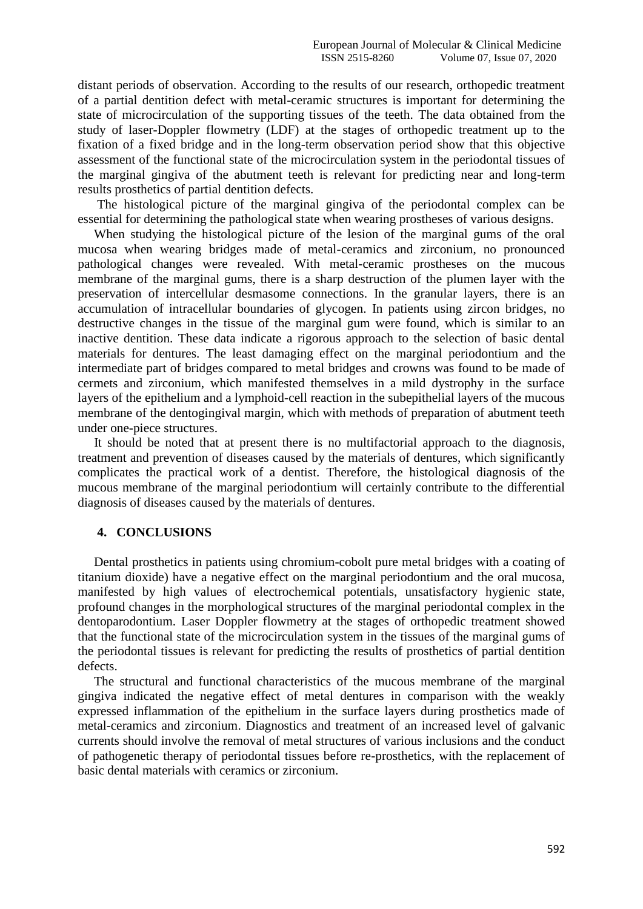distant periods of observation. According to the results of our research, orthopedic treatment of a partial dentition defect with metal-ceramic structures is important for determining the state of microcirculation of the supporting tissues of the teeth. The data obtained from the study of laser-Doppler flowmetry (LDF) at the stages of orthopedic treatment up to the fixation of a fixed bridge and in the long-term observation period show that this objective assessment of the functional state of the microcirculation system in the periodontal tissues of the marginal gingiva of the abutment teeth is relevant for predicting near and long-term results prosthetics of partial dentition defects.

The histological picture of the marginal gingiva of the periodontal complex can be essential for determining the pathological state when wearing prostheses of various designs.

When studying the histological picture of the lesion of the marginal gums of the oral mucosa when wearing bridges made of metal-ceramics and zirconium, no pronounced pathological changes were revealed. With metal-ceramic prostheses on the mucous membrane of the marginal gums, there is a sharp destruction of the plumen layer with the preservation of intercellular desmasome connections. In the granular layers, there is an accumulation of intracellular boundaries of glycogen. In patients using zircon bridges, no destructive changes in the tissue of the marginal gum were found, which is similar to an inactive dentition. These data indicate a rigorous approach to the selection of basic dental materials for dentures. The least damaging effect on the marginal periodontium and the intermediate part of bridges compared to metal bridges and crowns was found to be made of cermets and zirconium, which manifested themselves in a mild dystrophy in the surface layers of the epithelium and a lymphoid-cell reaction in the subepithelial layers of the mucous membrane of the dentogingival margin, which with methods of preparation of abutment teeth under one-piece structures.

It should be noted that at present there is no multifactorial approach to the diagnosis, treatment and prevention of diseases caused by the materials of dentures, which significantly complicates the practical work of a dentist. Therefore, the histological diagnosis of the mucous membrane of the marginal periodontium will certainly contribute to the differential diagnosis of diseases caused by the materials of dentures.

## 4. CONCLUSIONS

Dental prosthetics in patients using chromium-cobolt pure metal bridges with a coating of titanium dioxide) have a negative effect on the marginal periodontium and the oral mucosa, manifested by high values of electrochemical potentials, unsatisfactory hygienic state, profound changes in the morphological structures of the marginal periodontal complex in the dentoparodontium. Laser Doppler flowmetry at the stages of orthopedic treatment showed that the functional state of the microcirculation system in the tissues of the marginal gums of the periodontal tissues is relevant for predicting the results of prosthetics of partial dentition defects.

The structural and functional characteristics of the mucous membrane of the marginal gingiva indicated the negative effect of metal dentures in comparison with the weakly expressed inflammation of the epithelium in the surface layers during prosthetics made of metal-ceramics and zirconium. Diagnostics and treatment of an increased level of galvanic currents should involve the removal of metal structures of various inclusions and the conduct of pathogenetic therapy of periodontal tissues before re-prosthetics, with the replacement of basic dental materials with ceramics or zirconium.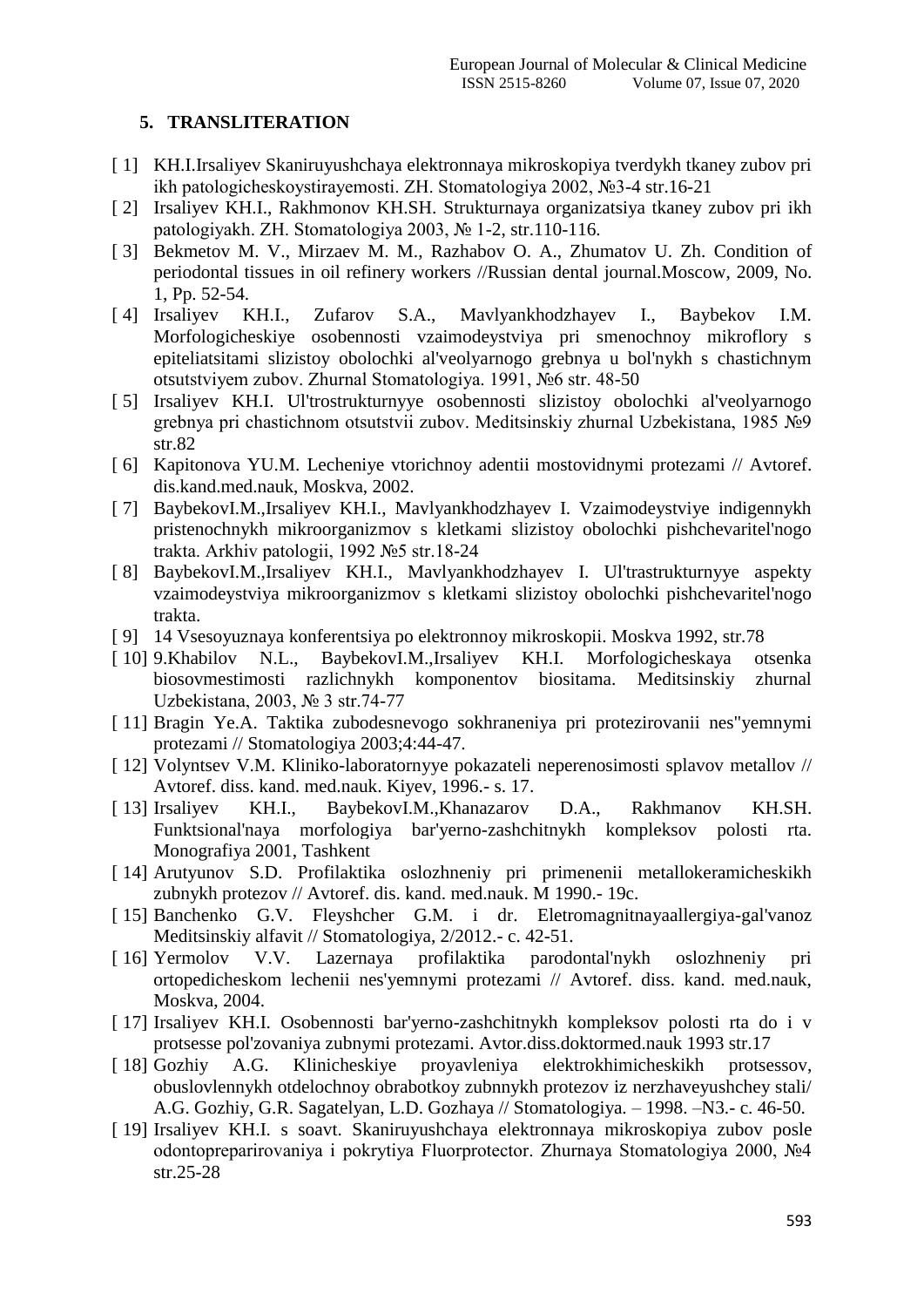## 5. TRANSLITERATION

[ 1] KH.I.Irsaliyev Skaniruyushchaya elektronnaya mikroskopiya tverdykh tkaney zubov pri ikh patologicheskoystirayemosti. ZH. Stomatologiya 2002, №3-4 str.16-21

[ 2] Irsaliyev KH.I., Rakhmonov KH.SH. Strukturnaya organizatsiya tkaney zubov pri ikh patologiyakh. ZH. Stomatologiya 2003, № 1-2, str.110-116.

[ 3] Bekmetov M. V., Mirzaev M. M., Razhabov O. A., Zhumatov U. Zh. Condition of periodontal tissues in oil refinery workers //Russian dental journal.Moscow, 2009, No. 1, Pp. 52-54.

[ 4] Irsaliyev KH.I., Zufarov S.A., Mavlyankhodzhayev I., Baybekov I.M. Morfologicheskiye osobennosti vzaimodeystviya pri smenochnoy mikroflory s epiteliatsitami slizistoy obolochki al'veolyarnogo grebnya u bol'nykh s chastichnym otsutstviyem zubov. Zhurnal Stomatologiya. 1991, №6 str. 48-50

[ 5] Irsaliyev KH.I. Ul'trostrukturnyye osobennosti slizistoy obolochki al'veolyarnogo grebnya pri chastichnom otsutstvii zubov. Meditsinskiy zhurnal Uzbekistana, 1985 №9 str.82

[ 6] Kapitonova YU.M. Lecheniye vtorichnoy adentii mostovidnymi protezami // Avtoref. dis.kand.med.nauk, Moskva, 2002.

[ 7] BaybekovI.M.,Irsaliyev KH.I., Mavlyankhodzhayev I. Vzaimodeystviye indigennykh pristenochnykh mikroorganizmov s kletkami slizistoy obolochki pishchevaritel'nogo trakta. Arkhiv patologii, 1992 №5 str.18-24

[ 8] BaybekovI.M.,Irsaliyev KH.I., Mavlyankhodzhayev I. Ul'trastrukturnyye aspekty vzaimodeystviya mikroorganizmov s kletkami slizistoy obolochki pishchevaritel'nogo trakta.

[ 9] 14 Vsesoyuznaya konferentsiya po elektronnoy mikroskopii. Moskva 1992, str.78

[ 10] 9.Khabilov N.L., BaybekovI.M.,Irsaliyev KH.I. Morfologicheskaya otsenka biosovmestimosti razlichnykh komponentov biositama. Meditsinskiy zhurnal Uzbekistana, 2003, № 3 str.74-77

[ 11] Bragin Ye.A. Taktika zubodesnevogo sokhraneniya pri protezirovanii nes"yemnymi protezami // Stomatologiya 2003;4:44-47.

[ 12] Volyntsev V.M. Kliniko-laboratornyye pokazateli neperenosimosti splavov metallov // Avtoref. diss. kand. med.nauk. Kiyev, 1996.- s. 17.

[ 13] Irsaliyev KH.I., BaybekovI.M.,Khanazarov D.A., Rakhmanov KH.SH. Funktsional'naya morfologiya bar'yerno-zashchitnykh kompleksov polosti rta. Monografiya 2001, Tashkent

[ 14] Arutyunov S.D. Profilaktika oslozhneniy pri primenenii metallokeramicheskikh zubnykh protezov // Avtoref. dis. kand. med.nauk. M 1990.- 19c.

[ 15] Banchenko G.V. Fleyshcher G.M. i dr. Eletromagnitnayaallergiya-gal'vanoz Meditsinskiy alfavit // Stomatologiya, 2/2012.- c. 42-51.

[ 16] Yermolov V.V. Lazernaya profilaktika parodontal'nykh oslozhneniy pri ortopedicheskom lechenii nes'yemnymi protezami // Avtoref. diss. kand. med.nauk, Moskva, 2004.

[ 17] Irsaliyev KH.I. Osobennosti bar'yerno-zashchitnykh kompleksov polosti rta do i v protsesse pol'zovaniya zubnymi protezami. Avtor.diss.doktormed.nauk 1993 str.17

[ 18] Gozhiy A.G. Klinicheskiye proyavleniya elektrokhimicheskikh protsessov, obuslovlennykh otdelochnoy obrabotkoy zubnnykh protezov iz nerzhaveyushchey stali/ A.G. Gozhiy, G.R. Sagatelyan, L.D. Gozhaya // Stomatologiya. – 1998. –N3.- c. 46-50.

[ 19] Irsaliyev KH.I. s soavt. Skaniruyushchaya elektronnaya mikroskopiya zubov posle odontopreparirovaniya i pokrytiya Fluorprotector. Zhurnaya Stomatologiya 2000, №4 str.25-28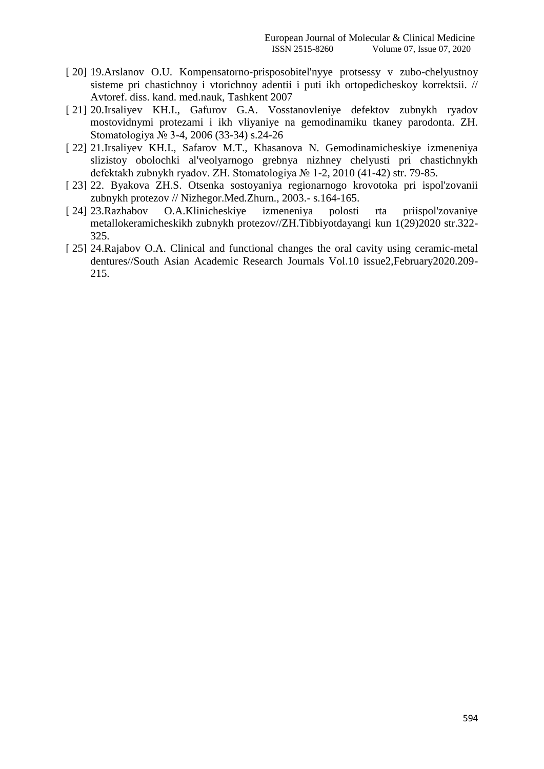[ 20] 19.Arslanov O.U. Kompensatorno-prisposobitel'nyye protsessy v zubo-chelyustnoy sisteme pri chastichnoy i vtorichnoy adentii i puti ikh ortopedicheskoy korrektsii. // Avtoref. diss. kand. med.nauk, Tashkent 2007

[ 21] 20.Irsaliyev KH.I., Gafurov G.A. Vosstanovleniye defektov zubnykh ryadov mostovidnymi protezami i ikh vliyaniye na gemodinamiku tkaney parodonta. ZH. Stomatologiya № 3-4, 2006 (33-34) s.24-26

[ 22] 21.Irsaliyev KH.I., Safarov M.T., Khasanova N. Gemodinamicheskiye izmeneniya slizistoy obolochki al'veolyarnogo grebnya nizhney chelyusti pri chastichnykh defektakh zubnykh ryadov. ZH. Stomatologiya № 1-2, 2010 (41-42) str. 79-85.

[ 23] 22. Byakova ZH.S. Otsenka sostoyaniya regionarnogo krovotoka pri ispol'zovanii zubnykh protezov // Nizhegor.Med.Zhurn., 2003.- s.164-165.

[ 24] 23.Razhabov O.A.Klinicheskiye izmeneniya polosti rta priispol'zovaniye metallokeramicheskikh zubnykh protezov//ZH.Tibbiyotdayangi kun 1(29)2020 str.322-325.

[ 25] 24.Rajabov O.A. Clinical and functional changes the oral cavity using ceramic-metal dentures//South Asian Academic Research Journals Vol.10 issue2,February2020.209-215.